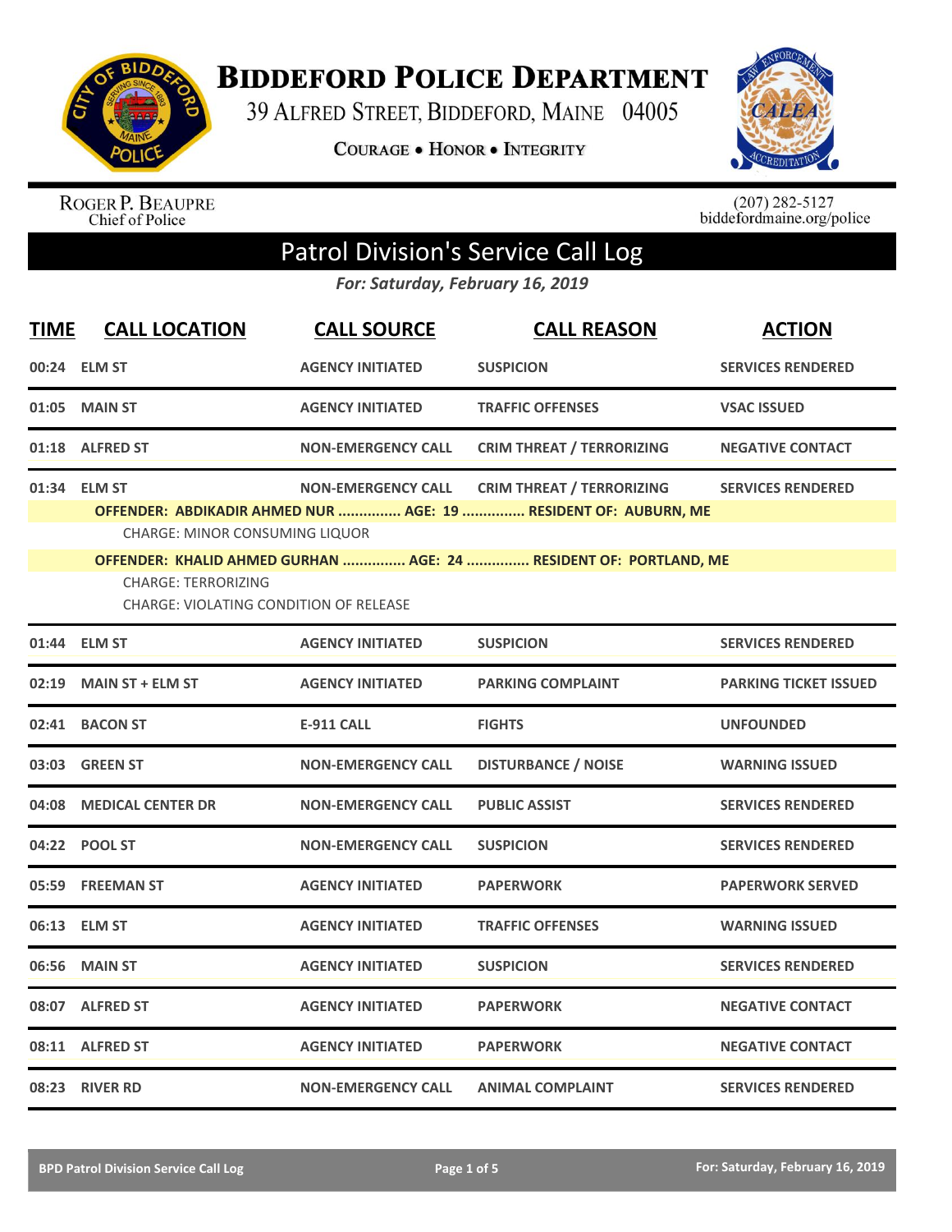# Biddeford Police Department

39 Alfred Street, Biddeford, Maine 04005

Courage • Honor • Integrity

Roger P. Beaupre
Chief of Police

(207) 282-5127
biddefordmaine.org/police

## Patrol Division's Service Call Log

*For: Saturday, February 16, 2019*

| TIME | CALL LOCATION | CALL SOURCE | CALL REASON | ACTION |
|---|---|---|---|---|
| 00:24 | ELM ST | AGENCY INITIATED | SUSPICION | SERVICES RENDERED |
| 01:05 | MAIN ST | AGENCY INITIATED | TRAFFIC OFFENSES | VSAC ISSUED |
| 01:18 | ALFRED ST | NON-EMERGENCY CALL | CRIM THREAT / TERRORIZING | NEGATIVE CONTACT |
| 01:34 | ELM ST | NON-EMERGENCY CALL | CRIM THREAT / TERRORIZING | SERVICES RENDERED |
| | OFFENDER: ABDIKADIR AHMED NUR ............... AGE: 19 ............... RESIDENT OF: AUBURN, ME | | | |
| | CHARGE: MINOR CONSUMING LIQUOR | | | |
| | OFFENDER: KHALID AHMED GURHAN ............... AGE: 24 ............... RESIDENT OF: PORTLAND, ME | | | |
| | CHARGE: TERRORIZING | | | |
| | CHARGE: VIOLATING CONDITION OF RELEASE | | | |
| 01:44 | ELM ST | AGENCY INITIATED | SUSPICION | SERVICES RENDERED |
| 02:19 | MAIN ST + ELM ST | AGENCY INITIATED | PARKING COMPLAINT | PARKING TICKET ISSUED |
| 02:41 | BACON ST | E-911 CALL | FIGHTS | UNFOUNDED |
| 03:03 | GREEN ST | NON-EMERGENCY CALL | DISTURBANCE / NOISE | WARNING ISSUED |
| 04:08 | MEDICAL CENTER DR | NON-EMERGENCY CALL | PUBLIC ASSIST | SERVICES RENDERED |
| 04:22 | POOL ST | NON-EMERGENCY CALL | SUSPICION | SERVICES RENDERED |
| 05:59 | FREEMAN ST | AGENCY INITIATED | PAPERWORK | PAPERWORK SERVED |
| 06:13 | ELM ST | AGENCY INITIATED | TRAFFIC OFFENSES | WARNING ISSUED |
| 06:56 | MAIN ST | AGENCY INITIATED | SUSPICION | SERVICES RENDERED |
| 08:07 | ALFRED ST | AGENCY INITIATED | PAPERWORK | NEGATIVE CONTACT |
| 08:11 | ALFRED ST | AGENCY INITIATED | PAPERWORK | NEGATIVE CONTACT |
| 08:23 | RIVER RD | NON-EMERGENCY CALL | ANIMAL COMPLAINT | SERVICES RENDERED |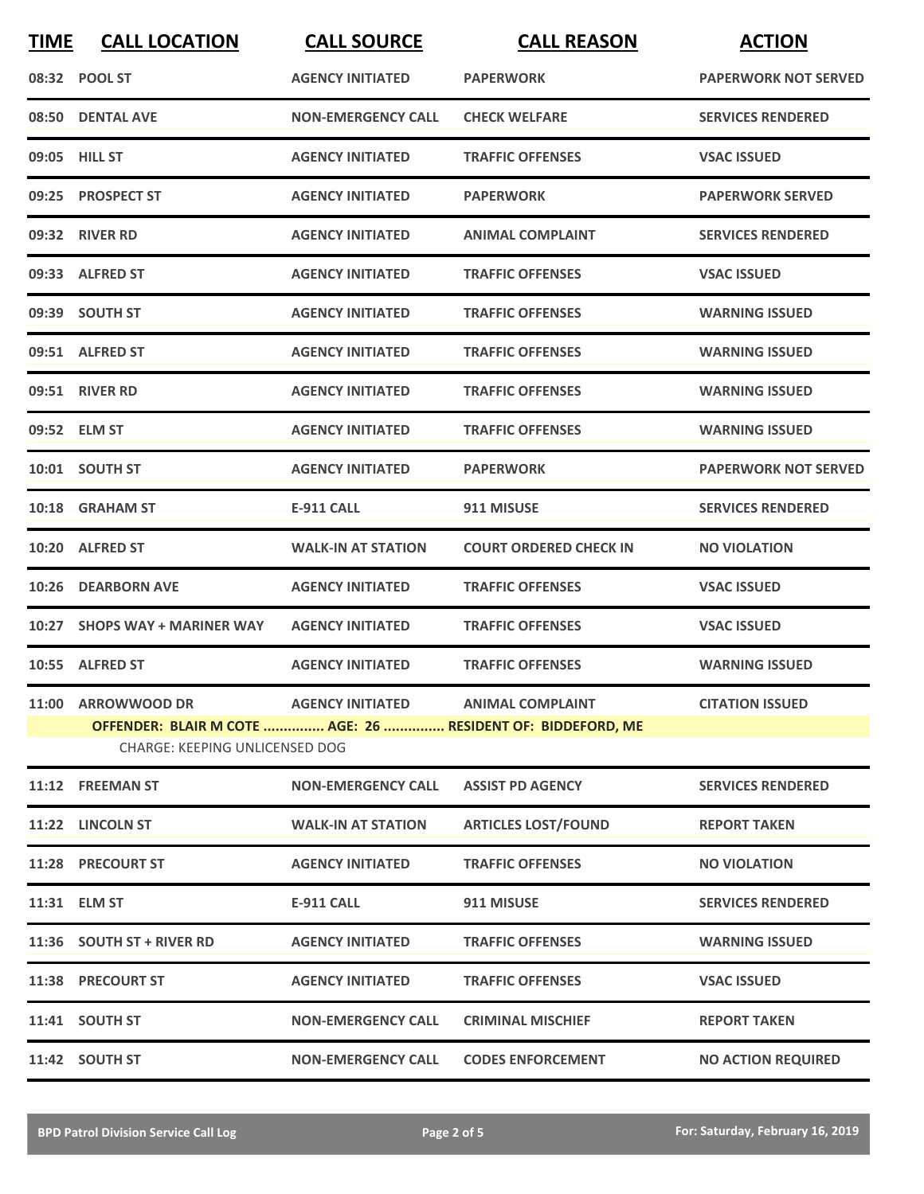| TIME | CALL LOCATION | CALL SOURCE | CALL REASON | ACTION |
|---|---|---|---|---|
| 08:32 | POOL ST | AGENCY INITIATED | PAPERWORK | PAPERWORK NOT SERVED |
| 08:50 | DENTAL AVE | NON-EMERGENCY CALL | CHECK WELFARE | SERVICES RENDERED |
| 09:05 | HILL ST | AGENCY INITIATED | TRAFFIC OFFENSES | VSAC ISSUED |
| 09:25 | PROSPECT ST | AGENCY INITIATED | PAPERWORK | PAPERWORK SERVED |
| 09:32 | RIVER RD | AGENCY INITIATED | ANIMAL COMPLAINT | SERVICES RENDERED |
| 09:33 | ALFRED ST | AGENCY INITIATED | TRAFFIC OFFENSES | VSAC ISSUED |
| 09:39 | SOUTH ST | AGENCY INITIATED | TRAFFIC OFFENSES | WARNING ISSUED |
| 09:51 | ALFRED ST | AGENCY INITIATED | TRAFFIC OFFENSES | WARNING ISSUED |
| 09:51 | RIVER RD | AGENCY INITIATED | TRAFFIC OFFENSES | WARNING ISSUED |
| 09:52 | ELM ST | AGENCY INITIATED | TRAFFIC OFFENSES | WARNING ISSUED |
| 10:01 | SOUTH ST | AGENCY INITIATED | PAPERWORK | PAPERWORK NOT SERVED |
| 10:18 | GRAHAM ST | E-911 CALL | 911 MISUSE | SERVICES RENDERED |
| 10:20 | ALFRED ST | WALK-IN AT STATION | COURT ORDERED CHECK IN | NO VIOLATION |
| 10:26 | DEARBORN AVE | AGENCY INITIATED | TRAFFIC OFFENSES | VSAC ISSUED |
| 10:27 | SHOPS WAY + MARINER WAY | AGENCY INITIATED | TRAFFIC OFFENSES | VSAC ISSUED |
| 10:55 | ALFRED ST | AGENCY INITIATED | TRAFFIC OFFENSES | WARNING ISSUED |
| 11:00 | ARROWWOOD DR | AGENCY INITIATED | ANIMAL COMPLAINT | CITATION ISSUED |
| | OFFENDER: BLAIR M COTE ............... AGE: 26 ............... RESIDENT OF: BIDDEFORD, ME<br>CHARGE: KEEPING UNLICENSED DOG | | | |
| 11:12 | FREEMAN ST | NON-EMERGENCY CALL | ASSIST PD AGENCY | SERVICES RENDERED |
| 11:22 | LINCOLN ST | WALK-IN AT STATION | ARTICLES LOST/FOUND | REPORT TAKEN |
| 11:28 | PRECOURT ST | AGENCY INITIATED | TRAFFIC OFFENSES | NO VIOLATION |
| 11:31 | ELM ST | E-911 CALL | 911 MISUSE | SERVICES RENDERED |
| 11:36 | SOUTH ST + RIVER RD | AGENCY INITIATED | TRAFFIC OFFENSES | WARNING ISSUED |
| 11:38 | PRECOURT ST | AGENCY INITIATED | TRAFFIC OFFENSES | VSAC ISSUED |
| 11:41 | SOUTH ST | NON-EMERGENCY CALL | CRIMINAL MISCHIEF | REPORT TAKEN |
| 11:42 | SOUTH ST | NON-EMERGENCY CALL | CODES ENFORCEMENT | NO ACTION REQUIRED |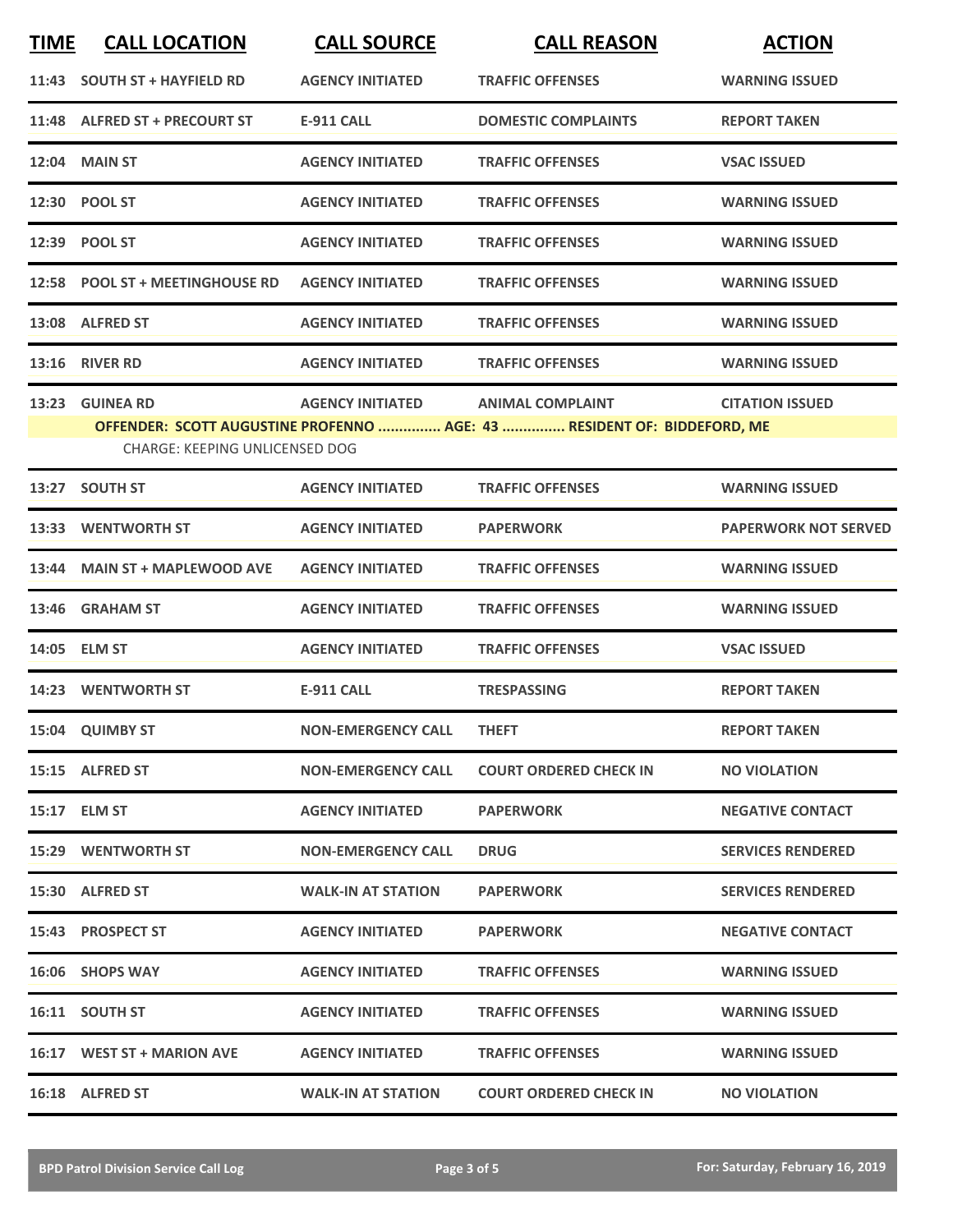| TIME | CALL LOCATION | CALL SOURCE | CALL REASON | ACTION |
|---|---|---|---|---|
| 11:43 | SOUTH ST + HAYFIELD RD | AGENCY INITIATED | TRAFFIC OFFENSES | WARNING ISSUED |
| 11:48 | ALFRED ST + PRECOURT ST | E-911 CALL | DOMESTIC COMPLAINTS | REPORT TAKEN |
| 12:04 | MAIN ST | AGENCY INITIATED | TRAFFIC OFFENSES | VSAC ISSUED |
| 12:30 | POOL ST | AGENCY INITIATED | TRAFFIC OFFENSES | WARNING ISSUED |
| 12:39 | POOL ST | AGENCY INITIATED | TRAFFIC OFFENSES | WARNING ISSUED |
| 12:58 | POOL ST + MEETINGHOUSE RD | AGENCY INITIATED | TRAFFIC OFFENSES | WARNING ISSUED |
| 13:08 | ALFRED ST | AGENCY INITIATED | TRAFFIC OFFENSES | WARNING ISSUED |
| 13:16 | RIVER RD | AGENCY INITIATED | TRAFFIC OFFENSES | WARNING ISSUED |
| 13:23 | GUINEA RD | AGENCY INITIATED | ANIMAL COMPLAINT | CITATION ISSUED |

**OFFENDER: SCOTT AUGUSTINE PROFENNO ............... AGE: 43 ............... RESIDENT OF: BIDDEFORD, ME**

CHARGE: KEEPING UNLICENSED DOG

| TIME | CALL LOCATION | CALL SOURCE | CALL REASON | ACTION |
|---|---|---|---|---|
| 13:27 | SOUTH ST | AGENCY INITIATED | TRAFFIC OFFENSES | WARNING ISSUED |
| 13:33 | WENTWORTH ST | AGENCY INITIATED | PAPERWORK | PAPERWORK NOT SERVED |
| 13:44 | MAIN ST + MAPLEWOOD AVE | AGENCY INITIATED | TRAFFIC OFFENSES | WARNING ISSUED |
| 13:46 | GRAHAM ST | AGENCY INITIATED | TRAFFIC OFFENSES | WARNING ISSUED |
| 14:05 | ELM ST | AGENCY INITIATED | TRAFFIC OFFENSES | VSAC ISSUED |
| 14:23 | WENTWORTH ST | E-911 CALL | TRESPASSING | REPORT TAKEN |
| 15:04 | QUIMBY ST | NON-EMERGENCY CALL | THEFT | REPORT TAKEN |
| 15:15 | ALFRED ST | NON-EMERGENCY CALL | COURT ORDERED CHECK IN | NO VIOLATION |
| 15:17 | ELM ST | AGENCY INITIATED | PAPERWORK | NEGATIVE CONTACT |
| 15:29 | WENTWORTH ST | NON-EMERGENCY CALL | DRUG | SERVICES RENDERED |
| 15:30 | ALFRED ST | WALK-IN AT STATION | PAPERWORK | SERVICES RENDERED |
| 15:43 | PROSPECT ST | AGENCY INITIATED | PAPERWORK | NEGATIVE CONTACT |
| 16:06 | SHOPS WAY | AGENCY INITIATED | TRAFFIC OFFENSES | WARNING ISSUED |
| 16:11 | SOUTH ST | AGENCY INITIATED | TRAFFIC OFFENSES | WARNING ISSUED |
| 16:17 | WEST ST + MARION AVE | AGENCY INITIATED | TRAFFIC OFFENSES | WARNING ISSUED |
| 16:18 | ALFRED ST | WALK-IN AT STATION | COURT ORDERED CHECK IN | NO VIOLATION |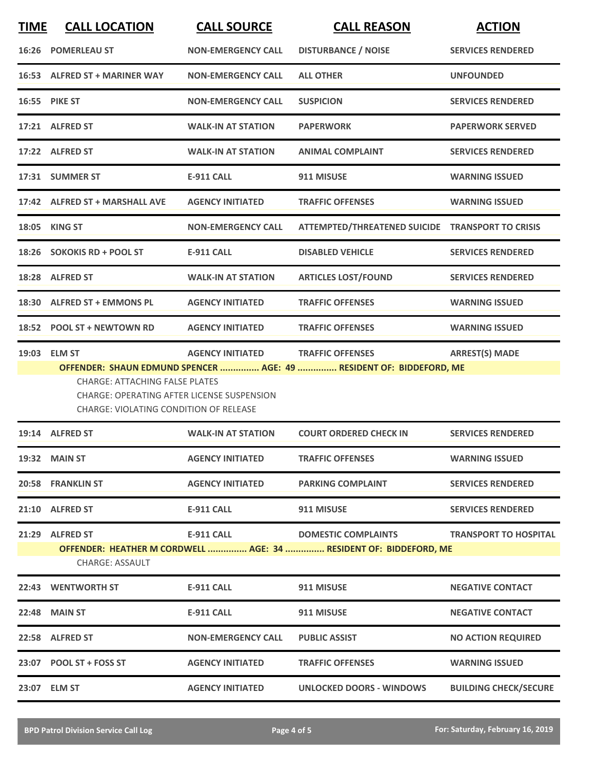| TIME | CALL LOCATION | CALL SOURCE | CALL REASON | ACTION |
|---|---|---|---|---|
| 16:26 | POMERLEAU ST | NON-EMERGENCY CALL | DISTURBANCE / NOISE | SERVICES RENDERED |
| 16:53 | ALFRED ST + MARINER WAY | NON-EMERGENCY CALL | ALL OTHER | UNFOUNDED |
| 16:55 | PIKE ST | NON-EMERGENCY CALL | SUSPICION | SERVICES RENDERED |
| 17:21 | ALFRED ST | WALK-IN AT STATION | PAPERWORK | PAPERWORK SERVED |
| 17:22 | ALFRED ST | WALK-IN AT STATION | ANIMAL COMPLAINT | SERVICES RENDERED |
| 17:31 | SUMMER ST | E-911 CALL | 911 MISUSE | WARNING ISSUED |
| 17:42 | ALFRED ST + MARSHALL AVE | AGENCY INITIATED | TRAFFIC OFFENSES | WARNING ISSUED |
| 18:05 | KING ST | NON-EMERGENCY CALL | ATTEMPTED/THREATENED SUICIDE | TRANSPORT TO CRISIS |
| 18:26 | SOKOKIS RD + POOL ST | E-911 CALL | DISABLED VEHICLE | SERVICES RENDERED |
| 18:28 | ALFRED ST | WALK-IN AT STATION | ARTICLES LOST/FOUND | SERVICES RENDERED |
| 18:30 | ALFRED ST + EMMONS PL | AGENCY INITIATED | TRAFFIC OFFENSES | WARNING ISSUED |
| 18:52 | POOL ST + NEWTOWN RD | AGENCY INITIATED | TRAFFIC OFFENSES | WARNING ISSUED |
| 19:03 | ELM ST | AGENCY INITIATED | TRAFFIC OFFENSES | ARREST(S) MADE |
| | OFFENDER: SHAUN EDMUND SPENCER ............... AGE: 49 ............... RESIDENT OF: BIDDEFORD, ME<br>CHARGE: ATTACHING FALSE PLATES<br>CHARGE: OPERATING AFTER LICENSE SUSPENSION<br>CHARGE: VIOLATING CONDITION OF RELEASE | | | |
| 19:14 | ALFRED ST | WALK-IN AT STATION | COURT ORDERED CHECK IN | SERVICES RENDERED |
| 19:32 | MAIN ST | AGENCY INITIATED | TRAFFIC OFFENSES | WARNING ISSUED |
| 20:58 | FRANKLIN ST | AGENCY INITIATED | PARKING COMPLAINT | SERVICES RENDERED |
| 21:10 | ALFRED ST | E-911 CALL | 911 MISUSE | SERVICES RENDERED |
| 21:29 | ALFRED ST | E-911 CALL | DOMESTIC COMPLAINTS | TRANSPORT TO HOSPITAL |
| | OFFENDER: HEATHER M CORDWELL ............... AGE: 34 ............... RESIDENT OF: BIDDEFORD, ME<br>CHARGE: ASSAULT | | | |
| 22:43 | WENTWORTH ST | E-911 CALL | 911 MISUSE | NEGATIVE CONTACT |
| 22:48 | MAIN ST | E-911 CALL | 911 MISUSE | NEGATIVE CONTACT |
| 22:58 | ALFRED ST | NON-EMERGENCY CALL | PUBLIC ASSIST | NO ACTION REQUIRED |
| 23:07 | POOL ST + FOSS ST | AGENCY INITIATED | TRAFFIC OFFENSES | WARNING ISSUED |
| 23:07 | ELM ST | AGENCY INITIATED | UNLOCKED DOORS - WINDOWS | BUILDING CHECK/SECURE |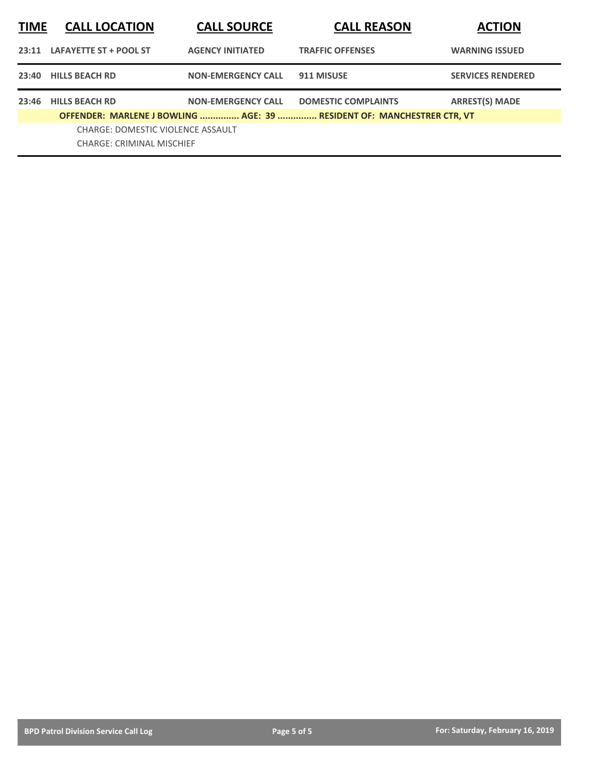| TIME | CALL LOCATION | CALL SOURCE | CALL REASON | ACTION |
|---|---|---|---|---|
| 23:11 | LAFAYETTE ST + POOL ST | AGENCY INITIATED | TRAFFIC OFFENSES | WARNING ISSUED |
| 23:40 | HILLS BEACH RD | NON-EMERGENCY CALL | 911 MISUSE | SERVICES RENDERED |
| 23:46 | HILLS BEACH RD | NON-EMERGENCY CALL | DOMESTIC COMPLAINTS | ARREST(S) MADE |

**OFFENDER: MARLENE J BOWLING ............... AGE: 39 ............... RESIDENT OF: MANCHESTRER CTR, VT**

CHARGE: DOMESTIC VIOLENCE ASSAULT

CHARGE: CRIMINAL MISCHIEF